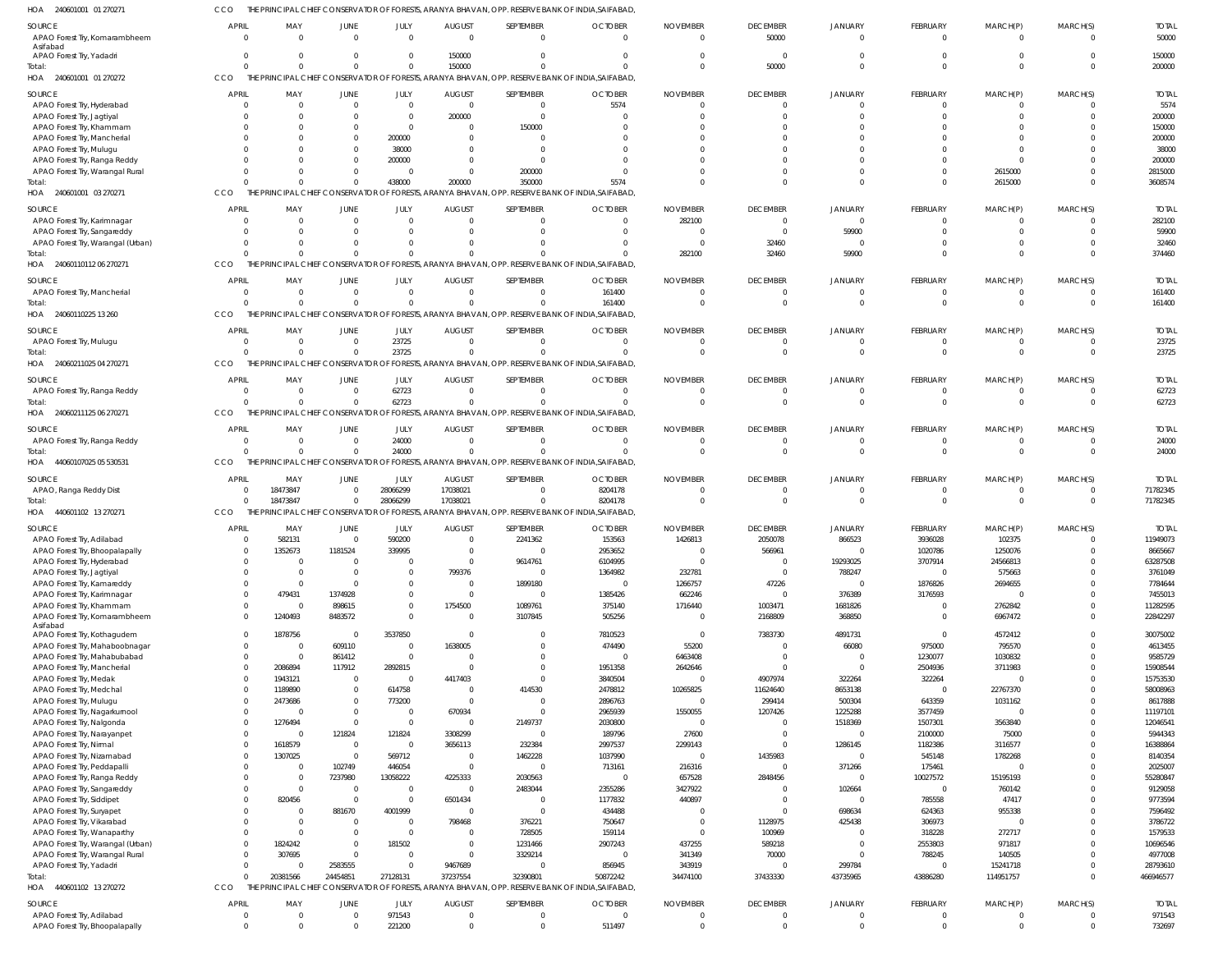HOA 240601001 01 270271 CCO THE PRINCIPAL CHIEF CONSERVATOR OF FORESTS, ARANYA BHAVAN, OPP. RESERVE BANK OF INDIA,SAIFABAD,

| SOURCE | APRIL | MAY | JUNE | JULY | AUGUST | SEPTEMBER | OCTOBER | NOVEMBER | DECEMBER | JANUARY | FEBRUARY | MARCH(P) | MARCH(S) | TOTAL |
|---|---|---|---|---|---|---|---|---|---|---|---|---|---|---|
| APAO Forest Try, Komarambheem Asifabad | 0 | 0 | 0 | 0 | 0 | 0 | 0 | 0 | 50000 | 0 | 0 | 0 | 0 | 50000 |
| APAO Forest Try, Yadadri | 0 | 0 | 0 | 0 | 150000 | 0 | 0 | 0 | 0 | 0 | 0 | 0 | 0 | 150000 |
| Total: | 0 | 0 | 0 | 0 | 150000 | 0 | 0 | 0 | 50000 | 0 | 0 | 0 | 0 | 200000 |

HOA 240601001 01 270272 CCO THE PRINCIPAL CHIEF CONSERVATOR OF FORESTS, ARANYA BHAVAN, OPP. RESERVE BANK OF INDIA,SAIFABAD,

| SOURCE | APRIL | MAY | JUNE | JULY | AUGUST | SEPTEMBER | OCTOBER | NOVEMBER | DECEMBER | JANUARY | FEBRUARY | MARCH(P) | MARCH(S) | TOTAL |
|---|---|---|---|---|---|---|---|---|---|---|---|---|---|---|
| APAO Forest Try, Hyderabad | 0 | 0 | 0 | 0 | 0 | 0 | 5574 | 0 | 0 | 0 | 0 | 0 | 0 | 5574 |
| APAO Forest Try, Jagtiyal | 0 | 0 | 0 | 0 | 200000 | 0 | 0 | 0 | 0 | 0 | 0 | 0 | 0 | 200000 |
| APAO Forest Try, Khammam | 0 | 0 | 0 | 0 | 0 | 150000 | 0 | 0 | 0 | 0 | 0 | 0 | 0 | 150000 |
| APAO Forest Try, Mancherial | 0 | 0 | 0 | 200000 | 0 | 0 | 0 | 0 | 0 | 0 | 0 | 0 | 0 | 200000 |
| APAO Forest Try, Mulugu | 0 | 0 | 0 | 38000 | 0 | 0 | 0 | 0 | 0 | 0 | 0 | 0 | 0 | 38000 |
| APAO Forest Try, Ranga Reddy | 0 | 0 | 0 | 200000 | 0 | 0 | 0 | 0 | 0 | 0 | 0 | 0 | 0 | 200000 |
| APAO Forest Try, Warangal Rural | 0 | 0 | 0 | 0 | 0 | 200000 | 0 | 0 | 0 | 0 | 0 | 2615000 | 0 | 2815000 |
| Total: | 0 | 0 | 0 | 438000 | 200000 | 350000 | 5574 | 0 | 0 | 0 | 0 | 2615000 | 0 | 3608574 |

HOA 240601001 03 270271 CCO THE PRINCIPAL CHIEF CONSERVATOR OF FORESTS, ARANYA BHAVAN, OPP. RESERVE BANK OF INDIA,SAIFABAD,

| SOURCE | APRIL | MAY | JUNE | JULY | AUGUST | SEPTEMBER | OCTOBER | NOVEMBER | DECEMBER | JANUARY | FEBRUARY | MARCH(P) | MARCH(S) | TOTAL |
|---|---|---|---|---|---|---|---|---|---|---|---|---|---|---|
| APAO Forest Try, Karimnagar | 0 | 0 | 0 | 0 | 0 | 0 | 0 | 282100 | 0 | 0 | 0 | 0 | 0 | 282100 |
| APAO Forest Try, Sangareddy | 0 | 0 | 0 | 0 | 0 | 0 | 0 | 0 | 0 | 59900 | 0 | 0 | 0 | 59900 |
| APAO Forest Try, Warangal (Urban) | 0 | 0 | 0 | 0 | 0 | 0 | 0 | 0 | 32460 | 0 | 0 | 0 | 0 | 32460 |
| Total: | 0 | 0 | 0 | 0 | 0 | 0 | 0 | 282100 | 32460 | 59900 | 0 | 0 | 0 | 374460 |

HOA 240601101 12 06 270271 CCO THE PRINCIPAL CHIEF CONSERVATOR OF FORESTS, ARANYA BHAVAN, OPP. RESERVE BANK OF INDIA,SAIFABAD,

| SOURCE | APRIL | MAY | JUNE | JULY | AUGUST | SEPTEMBER | OCTOBER | NOVEMBER | DECEMBER | JANUARY | FEBRUARY | MARCH(P) | MARCH(S) | TOTAL |
|---|---|---|---|---|---|---|---|---|---|---|---|---|---|---|
| APAO Forest Try, Mancherial | 0 | 0 | 0 | 0 | 0 | 0 | 161400 | 0 | 0 | 0 | 0 | 0 | 0 | 161400 |
| Total: | 0 | 0 | 0 | 0 | 0 | 0 | 161400 | 0 | 0 | 0 | 0 | 0 | 0 | 161400 |

HOA 240601102 25 13 260 CCO THE PRINCIPAL CHIEF CONSERVATOR OF FORESTS, ARANYA BHAVAN, OPP. RESERVE BANK OF INDIA,SAIFABAD,

| SOURCE | APRIL | MAY | JUNE | JULY | AUGUST | SEPTEMBER | OCTOBER | NOVEMBER | DECEMBER | JANUARY | FEBRUARY | MARCH(P) | MARCH(S) | TOTAL |
|---|---|---|---|---|---|---|---|---|---|---|---|---|---|---|
| APAO Forest Try, Mulugu | 0 | 0 | 0 | 23725 | 0 | 0 | 0 | 0 | 0 | 0 | 0 | 0 | 0 | 23725 |
| Total: | 0 | 0 | 0 | 23725 | 0 | 0 | 0 | 0 | 0 | 0 | 0 | 0 | 0 | 23725 |

HOA 240602110 25 04 270271 CCO THE PRINCIPAL CHIEF CONSERVATOR OF FORESTS, ARANYA BHAVAN, OPP. RESERVE BANK OF INDIA,SAIFABAD,

| SOURCE | APRIL | MAY | JUNE | JULY | AUGUST | SEPTEMBER | OCTOBER | NOVEMBER | DECEMBER | JANUARY | FEBRUARY | MARCH(P) | MARCH(S) | TOTAL |
|---|---|---|---|---|---|---|---|---|---|---|---|---|---|---|
| APAO Forest Try, Ranga Reddy | 0 | 0 | 0 | 62723 | 0 | 0 | 0 | 0 | 0 | 0 | 0 | 0 | 0 | 62723 |
| Total: | 0 | 0 | 0 | 62723 | 0 | 0 | 0 | 0 | 0 | 0 | 0 | 0 | 0 | 62723 |

HOA 240602111 25 06 270271 CCO THE PRINCIPAL CHIEF CONSERVATOR OF FORESTS, ARANYA BHAVAN, OPP. RESERVE BANK OF INDIA,SAIFABAD,

| SOURCE | APRIL | MAY | JUNE | JULY | AUGUST | SEPTEMBER | OCTOBER | NOVEMBER | DECEMBER | JANUARY | FEBRUARY | MARCH(P) | MARCH(S) | TOTAL |
|---|---|---|---|---|---|---|---|---|---|---|---|---|---|---|
| APAO Forest Try, Ranga Reddy | 0 | 0 | 0 | 24000 | 0 | 0 | 0 | 0 | 0 | 0 | 0 | 0 | 0 | 24000 |
| Total: | 0 | 0 | 0 | 24000 | 0 | 0 | 0 | 0 | 0 | 0 | 0 | 0 | 0 | 24000 |

HOA 440601070 25 05 530531 CCO THE PRINCIPAL CHIEF CONSERVATOR OF FORESTS, ARANYA BHAVAN, OPP. RESERVE BANK OF INDIA,SAIFABAD,

| SOURCE | APRIL | MAY | JUNE | JULY | AUGUST | SEPTEMBER | OCTOBER | NOVEMBER | DECEMBER | JANUARY | FEBRUARY | MARCH(P) | MARCH(S) | TOTAL |
|---|---|---|---|---|---|---|---|---|---|---|---|---|---|---|
| APAO, Ranga Reddy Dist | 0 | 18473847 | 0 | 28066299 | 17038021 | 0 | 8204178 | 0 | 0 | 0 | 0 | 0 | 0 | 71782345 |
| Total: | 0 | 18473847 | 0 | 28066299 | 17038021 | 0 | 8204178 | 0 | 0 | 0 | 0 | 0 | 0 | 71782345 |

HOA 440601102 13 270271 CCO THE PRINCIPAL CHIEF CONSERVATOR OF FORESTS, ARANYA BHAVAN, OPP. RESERVE BANK OF INDIA,SAIFABAD,

| SOURCE | APRIL | MAY | JUNE | JULY | AUGUST | SEPTEMBER | OCTOBER | NOVEMBER | DECEMBER | JANUARY | FEBRUARY | MARCH(P) | MARCH(S) | TOTAL |
|---|---|---|---|---|---|---|---|---|---|---|---|---|---|---|
| APAO Forest Try, Adilabad | 0 | 582131 | 0 | 590200 | 0 | 2241362 | 153563 | 1426813 | 2050078 | 866523 | 3936028 | 102375 | 0 | 11949073 |
| APAO Forest Try, Bhoopalapally | 0 | 1352673 | 1181524 | 339995 | 0 | 0 | 2953652 | 0 | 566961 | 0 | 1020786 | 1250076 | 0 | 8665667 |
| APAO Forest Try, Hyderabad | 0 | 0 | 0 | 0 | 0 | 9614761 | 6104995 | 0 | 0 | 19293025 | 3707914 | 24566813 | 0 | 63287508 |
| APAO Forest Try, Jagtiyal | 0 | 0 | 0 | 0 | 799376 | 0 | 1364982 | 232781 | 0 | 788247 | 0 | 575663 | 0 | 3761049 |
| APAO Forest Try, Kamareddy | 0 | 0 | 0 | 0 | 0 | 1899180 | 0 | 1266757 | 47226 | 0 | 1876826 | 2694655 | 0 | 7784644 |
| APAO Forest Try, Karimnagar | 0 | 479431 | 1374928 | 0 | 0 | 0 | 1385426 | 662246 | 0 | 376389 | 3176593 | 0 | 0 | 7455013 |
| APAO Forest Try, Khammam | 0 | 0 | 898615 | 0 | 1754500 | 1089761 | 375140 | 1716440 | 1003471 | 1681826 | 0 | 2762842 | 0 | 11282595 |
| APAO Forest Try, Komarambheem Asifabad | 0 | 1240493 | 8483572 | 0 | 0 | 3107845 | 505256 | 0 | 2168809 | 368850 | 0 | 6967472 | 0 | 22842297 |
| APAO Forest Try, Kothagudem | 0 | 1878756 | 0 | 3537850 | 0 | 0 | 7810523 | 0 | 7383730 | 4891731 | 0 | 4572412 | 0 | 30075002 |
| APAO Forest Try, Mahaboobnagar | 0 | 0 | 609110 | 0 | 1638005 | 0 | 474490 | 55200 | 0 | 66080 | 975000 | 795570 | 0 | 4613455 |
| APAO Forest Try, Mahabubabad | 0 | 0 | 861412 | 0 | 0 | 0 | 0 | 6463408 | 0 | 0 | 1230077 | 1030832 | 0 | 9585729 |
| APAO Forest Try, Mancherial | 0 | 2086894 | 117912 | 2892815 | 0 | 0 | 1951358 | 2642646 | 0 | 0 | 2504936 | 3711983 | 0 | 15908544 |
| APAO Forest Try, Medak | 0 | 1943121 | 0 | 0 | 4417403 | 0 | 3840504 | 0 | 4907974 | 322264 | 322264 | 0 | 0 | 15753530 |
| APAO Forest Try, Medchal | 0 | 1189890 | 0 | 614758 | 0 | 414530 | 2478812 | 10265825 | 11624640 | 8653138 | 0 | 22767370 | 0 | 58008963 |
| APAO Forest Try, Mulugu | 0 | 2473686 | 0 | 773200 | 0 | 0 | 2896763 | 0 | 299414 | 500304 | 643359 | 1031162 | 0 | 8617888 |
| APAO Forest Try, Nagarkurnool | 0 | 0 | 0 | 0 | 670934 | 0 | 2965939 | 1550055 | 1207426 | 1225288 | 3577459 | 0 | 0 | 11197101 |
| APAO Forest Try, Nalgonda | 0 | 1276494 | 0 | 0 | 0 | 2149737 | 2030800 | 0 | 0 | 1518369 | 1507301 | 3563840 | 0 | 12046541 |
| APAO Forest Try, Narayanpet | 0 | 0 | 121824 | 121824 | 3308299 | 0 | 189796 | 27600 | 0 | 0 | 2100000 | 75000 | 0 | 5944343 |
| APAO Forest Try, Nirmal | 0 | 1618579 | 0 | 0 | 3656113 | 232384 | 2997537 | 2299143 | 0 | 1286145 | 1182386 | 3116577 | 0 | 16388864 |
| APAO Forest Try, Nizamabad | 0 | 1307025 | 0 | 569712 | 0 | 1462228 | 1037990 | 0 | 1435983 | 0 | 545148 | 1782268 | 0 | 8140354 |
| APAO Forest Try, Peddapalli | 0 | 0 | 102749 | 446054 | 0 | 0 | 713161 | 216316 | 0 | 371266 | 175461 | 0 | 0 | 2025007 |
| APAO Forest Try, Ranga Reddy | 0 | 0 | 7237980 | 13058222 | 4225333 | 2030563 | 0 | 657528 | 2848456 | 0 | 10027572 | 15195193 | 0 | 55280847 |
| APAO Forest Try, Sangareddy | 0 | 0 | 0 | 0 | 0 | 2483044 | 2355286 | 3427922 | 0 | 102664 | 0 | 760142 | 0 | 9129058 |
| APAO Forest Try, Siddipet | 0 | 820456 | 0 | 0 | 6501434 | 0 | 1177832 | 440897 | 0 | 0 | 785558 | 47417 | 0 | 9773594 |
| APAO Forest Try, Suryapet | 0 | 0 | 881670 | 4001999 | 0 | 0 | 434488 | 0 | 0 | 698634 | 624363 | 955338 | 0 | 7596492 |
| APAO Forest Try, Vikarabad | 0 | 0 | 0 | 0 | 798468 | 376221 | 750647 | 0 | 1128975 | 425438 | 306973 | 0 | 0 | 3786722 |
| APAO Forest Try, Wanaparthy | 0 | 0 | 0 | 0 | 0 | 728505 | 159114 | 0 | 100969 | 0 | 318228 | 272717 | 0 | 1579533 |
| APAO Forest Try, Warangal (Urban) | 0 | 1824242 | 0 | 181502 | 0 | 1231466 | 2907243 | 437255 | 589218 | 0 | 2553803 | 971817 | 0 | 10696546 |
| APAO Forest Try, Warangal Rural | 0 | 307695 | 0 | 0 | 0 | 3329214 | 0 | 341349 | 70000 | 0 | 788245 | 140505 | 0 | 4977008 |
| APAO Forest Try, Yadadri | 0 | 0 | 2583555 | 0 | 9467689 | 0 | 856945 | 343919 | 0 | 299784 | 0 | 15241718 | 0 | 28793610 |
| Total: | 0 | 20381566 | 24454851 | 27128131 | 37237554 | 32390801 | 50872242 | 34474100 | 37433330 | 43735965 | 43886280 | 114951757 | 0 | 466946577 |

HOA 440601102 13 270272 CCO THE PRINCIPAL CHIEF CONSERVATOR OF FORESTS, ARANYA BHAVAN, OPP. RESERVE BANK OF INDIA,SAIFABAD,

| SOURCE | APRIL | MAY | JUNE | JULY | AUGUST | SEPTEMBER | OCTOBER | NOVEMBER | DECEMBER | JANUARY | FEBRUARY | MARCH(P) | MARCH(S) | TOTAL |
|---|---|---|---|---|---|---|---|---|---|---|---|---|---|---|
| APAO Forest Try, Adilabad | 0 | 0 | 0 | 971543 | 0 | 0 | 0 | 0 | 0 | 0 | 0 | 0 | 0 | 971543 |
| APAO Forest Try, Bhoopalapally | 0 | 0 | 0 | 221200 | 0 | 0 | 511497 | 0 | 0 | 0 | 0 | 0 | 0 | 732697 |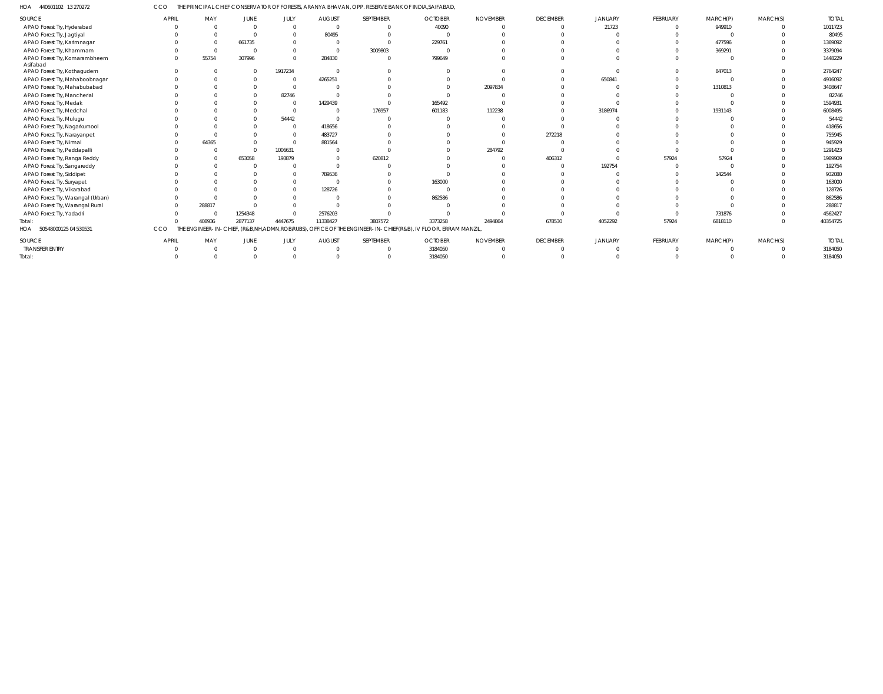HOA 440601102 13 270272 CCO THE PRINCIPAL CHIEF CONSERVATOR OF FORESTS, ARANYA BHAVAN, OPP. RESERVE BANK OF INDIA,SAIFABAD,

| SOURCE | APRIL | MAY | JUNE | JULY | AUGUST | SEPTEMBER | OCTOBER | NOVEMBER | DECEMBER | JANUARY | FEBRUARY | MARCH(P) | MARCH(S) | TOTAL |
|---|---|---|---|---|---|---|---|---|---|---|---|---|---|---|
| APAO Forest Try, Hyderabad | 0 | 0 | 0 | 0 | 0 | 0 | 40090 | 0 | 0 | 21723 | 0 | 949910 | 0 | 1011723 |
| APAO Forest Try, Jagtiyal | 0 | 0 | 0 | 0 | 80495 | 0 | 0 | 0 | 0 | 0 | 0 | 0 | 0 | 80495 |
| APAO Forest Try, Karimnagar | 0 | 0 | 661735 | 0 | 0 | 0 | 229761 | 0 | 0 | 0 | 0 | 477596 | 0 | 1369092 |
| APAO Forest Try, Khammam | 0 | 0 | 0 | 0 | 0 | 3009803 | 0 | 0 | 0 | 0 | 0 | 369291 | 0 | 3379094 |
| APAO Forest Try, Komarambheem Asifabad | 0 | 55754 | 307996 | 0 | 284830 | 0 | 799649 | 0 | 0 | 0 | 0 | 0 | 0 | 1448229 |
| APAO Forest Try, Kothagudem | 0 | 0 | 0 | 1917234 | 0 | 0 | 0 | 0 | 0 | 0 | 0 | 847013 | 0 | 2764247 |
| APAO Forest Try, Mahaboobnagar | 0 | 0 | 0 | 0 | 4265251 | 0 | 0 | 0 | 0 | 650841 | 0 | 0 | 0 | 4916092 |
| APAO Forest Try, Mahabubabad | 0 | 0 | 0 | 0 | 0 | 0 | 0 | 2097834 | 0 | 0 | 0 | 1310813 | 0 | 3408647 |
| APAO Forest Try, Mancherial | 0 | 0 | 0 | 82746 | 0 | 0 | 0 | 0 | 0 | 0 | 0 | 0 | 0 | 82746 |
| APAO Forest Try, Medak | 0 | 0 | 0 | 0 | 1429439 | 0 | 165492 | 0 | 0 | 0 | 0 | 0 | 0 | 1594931 |
| APAO Forest Try, Medchal | 0 | 0 | 0 | 0 | 0 | 176957 | 601183 | 112238 | 0 | 3186974 | 0 | 1931143 | 0 | 6008495 |
| APAO Forest Try, Mulugu | 0 | 0 | 0 | 54442 | 0 | 0 | 0 | 0 | 0 | 0 | 0 | 0 | 0 | 54442 |
| APAO Forest Try, Nagarkurnool | 0 | 0 | 0 | 0 | 418656 | 0 | 0 | 0 | 0 | 0 | 0 | 0 | 0 | 418656 |
| APAO Forest Try, Narayanpet | 0 | 0 | 0 | 0 | 483727 | 0 | 0 | 0 | 272218 | 0 | 0 | 0 | 0 | 755945 |
| APAO Forest Try, Nirmal | 0 | 64365 | 0 | 0 | 881564 | 0 | 0 | 0 | 0 | 0 | 0 | 0 | 0 | 945929 |
| APAO Forest Try, Peddapalli | 0 | 0 | 0 | 1006631 | 0 | 0 | 0 | 284792 | 0 | 0 | 0 | 0 | 0 | 1291423 |
| APAO Forest Try, Ranga Reddy | 0 | 0 | 653058 | 193879 | 0 | 620812 | 0 | 0 | 406312 | 0 | 57924 | 57924 | 0 | 1989909 |
| APAO Forest Try, Sangareddy | 0 | 0 | 0 | 0 | 0 | 0 | 0 | 0 | 0 | 192754 | 0 | 0 | 0 | 192754 |
| APAO Forest Try, Siddipet | 0 | 0 | 0 | 0 | 789536 | 0 | 0 | 0 | 0 | 0 | 0 | 142544 | 0 | 932080 |
| APAO Forest Try, Suryapet | 0 | 0 | 0 | 0 | 0 | 0 | 163000 | 0 | 0 | 0 | 0 | 0 | 0 | 163000 |
| APAO Forest Try, Vikarabad | 0 | 0 | 0 | 0 | 128726 | 0 | 0 | 0 | 0 | 0 | 0 | 0 | 0 | 128726 |
| APAO Forest Try, Warangal (Urban) | 0 | 0 | 0 | 0 | 0 | 0 | 862586 | 0 | 0 | 0 | 0 | 0 | 0 | 862586 |
| APAO Forest Try, Warangal Rural | 0 | 288817 | 0 | 0 | 0 | 0 | 0 | 0 | 0 | 0 | 0 | 0 | 0 | 288817 |
| APAO Forest Try, Yadadri | 0 | 0 | 1254348 | 0 | 2576203 | 0 | 0 | 0 | 0 | 0 | 0 | 731876 | 0 | 4562427 |
| Total: | 0 | 408936 | 2877137 | 4447675 | 11338427 | 3807572 | 3373258 | 2494864 | 678530 | 4052292 | 57924 | 6818110 | 0 | 40354725 |

HOA 505480001250 4 530531 CCO THE ENGINEER-IN-CHIEF, (R&B,NH,ADMN,ROB/RUBS), OFFICE OF THE ENGINEER-IN-CHIEF(R&B), IV FLOOR, ERRAM MANZIL,

| SOURCE | APRIL | MAY | JUNE | JULY | AUGUST | SEPTEMBER | OCTOBER | NOVEMBER | DECEMBER | JANUARY | FEBRUARY | MARCH(P) | MARCH(S) | TOTAL |
|---|---|---|---|---|---|---|---|---|---|---|---|---|---|---|
| TRANSFER ENTRY | 0 | 0 | 0 | 0 | 0 | 0 | 3184050 | 0 | 0 | 0 | 0 | 0 | 0 | 3184050 |
| Total: | 0 | 0 | 0 | 0 | 0 | 0 | 3184050 | 0 | 0 | 0 | 0 | 0 | 0 | 3184050 |